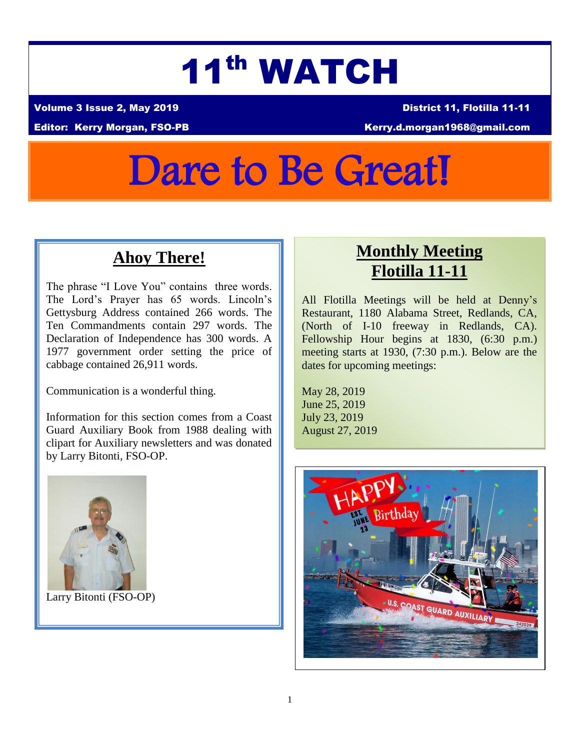# 11th WATCH

**Volume 3 Issue 2, May 2019** **District 11, Flotilla 11-11**

**Editor: Kerry Morgan, FSO-PB** **Kerry.d.morgan1968@gmail.com**

# Dare to Be Great!

## Ahoy There!

The phrase "I Love You" contains three words. The Lord's Prayer has 65 words. Lincoln's Gettysburg Address contained 266 words. The Ten Commandments contain 297 words. The Declaration of Independence has 300 words. A 1977 government order setting the price of cabbage contained 26,911 words.

Communication is a wonderful thing.

Information for this section comes from a Coast Guard Auxiliary Book from 1988 dealing with clipart for Auxiliary newsletters and was donated by Larry Bitonti, FSO-OP.

Larry Bitonti (FSO-OP)

## Monthly Meeting Flotilla 11-11

All Flotilla Meetings will be held at Denny's Restaurant, 1180 Alabama Street, Redlands, CA, (North of I-10 freeway in Redlands, CA). Fellowship Hour begins at 1830, (6:30 p.m.) meeting starts at 1930, (7:30 p.m.). Below are the dates for upcoming meetings:

May 28, 2019
June 25, 2019
July 23, 2019
August 27, 2019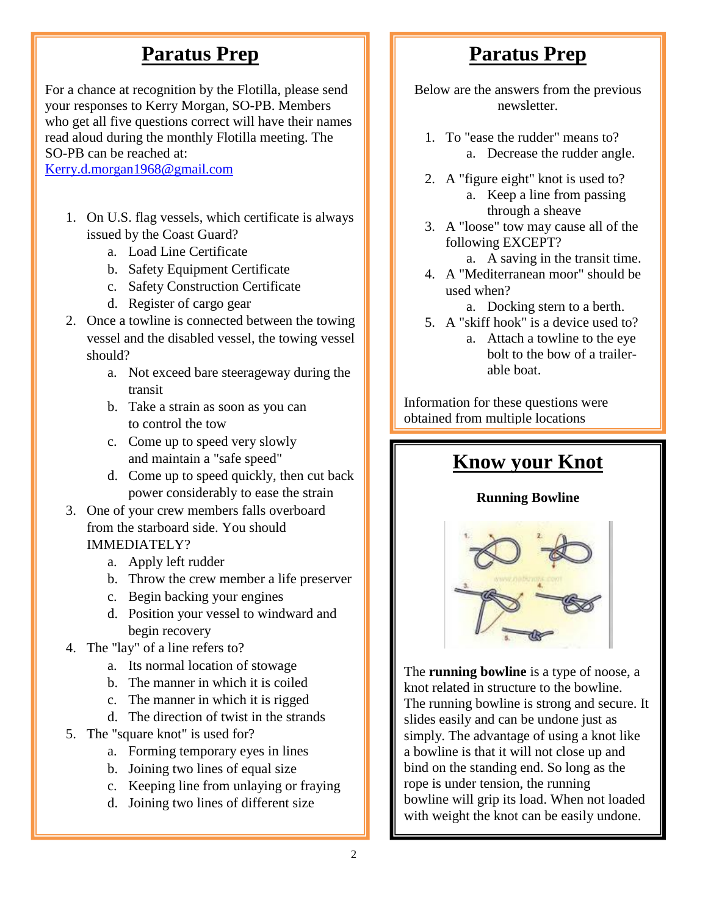## Paratus Prep

For a chance at recognition by the Flotilla, please send your responses to Kerry Morgan, SO-PB. Members who get all five questions correct will have their names read aloud during the monthly Flotilla meeting. The SO-PB can be reached at:
Kerry.d.morgan1968@gmail.com

1. On U.S. flag vessels, which certificate is always issued by the Coast Guard?
   a. Load Line Certificate
   b. Safety Equipment Certificate
   c. Safety Construction Certificate
   d. Register of cargo gear
2. Once a towline is connected between the towing vessel and the disabled vessel, the towing vessel should?
   a. Not exceed bare steerageway during the transit
   b. Take a strain as soon as you can to control the tow
   c. Come up to speed very slowly and maintain a "safe speed"
   d. Come up to speed quickly, then cut back power considerably to ease the strain
3. One of your crew members falls overboard from the starboard side. You should IMMEDIATELY?
   a. Apply left rudder
   b. Throw the crew member a life preserver
   c. Begin backing your engines
   d. Position your vessel to windward and begin recovery
4. The "lay" of a line refers to?
   a. Its normal location of stowage
   b. The manner in which it is coiled
   c. The manner in which it is rigged
   d. The direction of twist in the strands
5. The "square knot" is used for?
   a. Forming temporary eyes in lines
   b. Joining two lines of equal size
   c. Keeping line from unlaying or fraying
   d. Joining two lines of different size

## Paratus Prep

Below are the answers from the previous newsletter.

1. To "ease the rudder" means to?
   a. Decrease the rudder angle.
2. A "figure eight" knot is used to?
   a. Keep a line from passing through a sheave
3. A "loose" tow may cause all of the following EXCEPT?
   a. A saving in the transit time.
4. A "Mediterranean moor" should be used when?
   a. Docking stern to a berth.
5. A "skiff hook" is a device used to?
   a. Attach a towline to the eye bolt to the bow of a trailer-able boat.

Information for these questions were obtained from multiple locations

## Know your Knot

**Running Bowline**

The **running bowline** is a type of noose, a knot related in structure to the bowline. The running bowline is strong and secure. It slides easily and can be undone just as simply. The advantage of using a knot like a bowline is that it will not close up and bind on the standing end. So long as the rope is under tension, the running bowline will grip its load. When not loaded with weight the knot can be easily undone.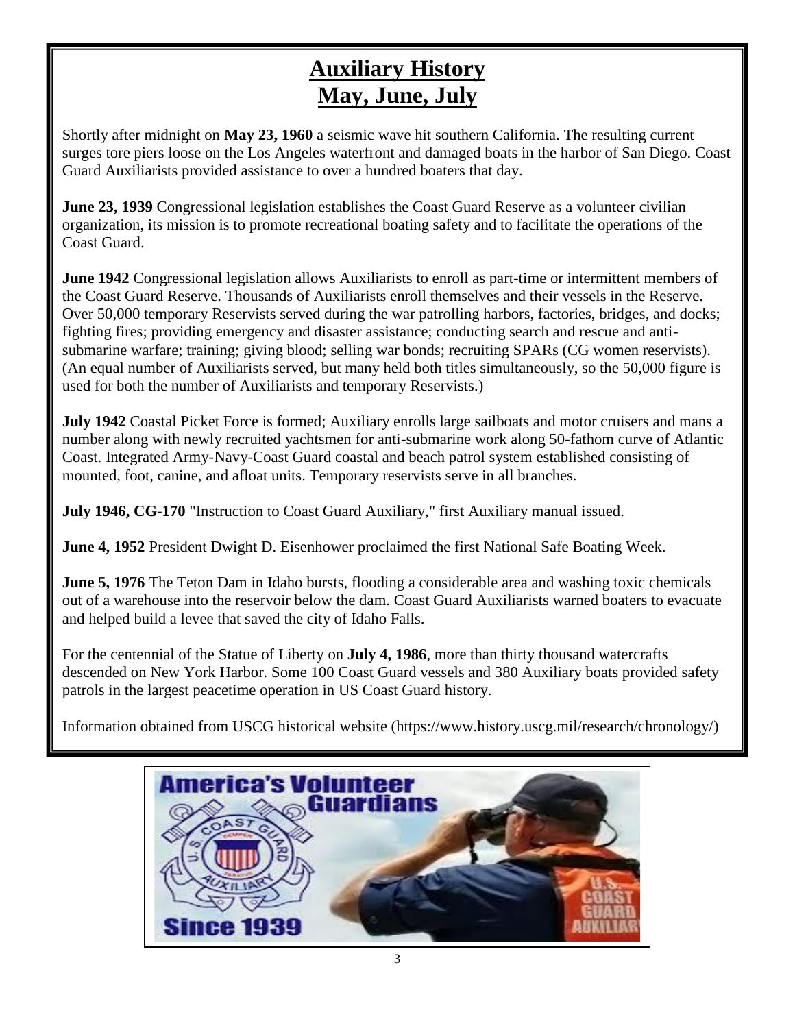# Auxiliary History
# May, June, July

Shortly after midnight on **May 23, 1960** a seismic wave hit southern California. The resulting current surges tore piers loose on the Los Angeles waterfront and damaged boats in the harbor of San Diego. Coast Guard Auxiliarists provided assistance to over a hundred boaters that day.

**June 23, 1939** Congressional legislation establishes the Coast Guard Reserve as a volunteer civilian organization, its mission is to promote recreational boating safety and to facilitate the operations of the Coast Guard.

**June 1942** Congressional legislation allows Auxiliarists to enroll as part-time or intermittent members of the Coast Guard Reserve. Thousands of Auxiliarists enroll themselves and their vessels in the Reserve. Over 50,000 temporary Reservists served during the war patrolling harbors, factories, bridges, and docks; fighting fires; providing emergency and disaster assistance; conducting search and rescue and anti-submarine warfare; training; giving blood; selling war bonds; recruiting SPARs (CG women reservists). (An equal number of Auxiliarists served, but many held both titles simultaneously, so the 50,000 figure is used for both the number of Auxiliarists and temporary Reservists.)

**July 1942** Coastal Picket Force is formed; Auxiliary enrolls large sailboats and motor cruisers and mans a number along with newly recruited yachtsmen for anti-submarine work along 50-fathom curve of Atlantic Coast. Integrated Army-Navy-Coast Guard coastal and beach patrol system established consisting of mounted, foot, canine, and afloat units. Temporary reservists serve in all branches.

**July 1946, CG-170** "Instruction to Coast Guard Auxiliary," first Auxiliary manual issued.

**June 4, 1952** President Dwight D. Eisenhower proclaimed the first National Safe Boating Week.

**June 5, 1976** The Teton Dam in Idaho bursts, flooding a considerable area and washing toxic chemicals out of a warehouse into the reservoir below the dam. Coast Guard Auxiliarists warned boaters to evacuate and helped build a levee that saved the city of Idaho Falls.

For the centennial of the Statue of Liberty on **July 4, 1986**, more than thirty thousand watercrafts descended on New York Harbor. Some 100 Coast Guard vessels and 380 Auxiliary boats provided safety patrols in the largest peacetime operation in US Coast Guard history.

Information obtained from USCG historical website (https://www.history.uscg.mil/research/chronology/)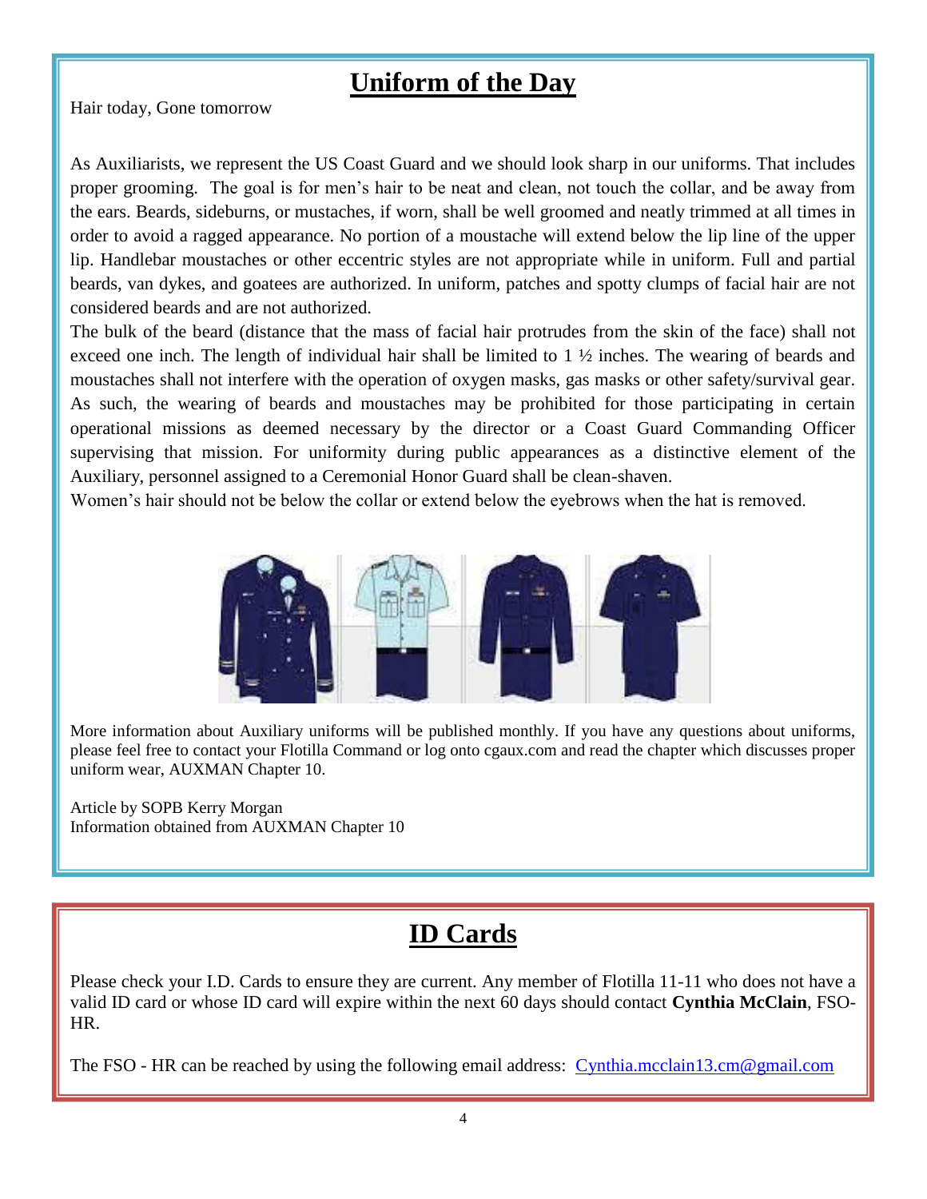## Uniform of the Day

Hair today, Gone tomorrow

As Auxiliarists, we represent the US Coast Guard and we should look sharp in our uniforms. That includes proper grooming. The goal is for men's hair to be neat and clean, not touch the collar, and be away from the ears. Beards, sideburns, or mustaches, if worn, shall be well groomed and neatly trimmed at all times in order to avoid a ragged appearance. No portion of a moustache will extend below the lip line of the upper lip. Handlebar moustaches or other eccentric styles are not appropriate while in uniform. Full and partial beards, van dykes, and goatees are authorized. In uniform, patches and spotty clumps of facial hair are not considered beards and are not authorized.

The bulk of the beard (distance that the mass of facial hair protrudes from the skin of the face) shall not exceed one inch. The length of individual hair shall be limited to 1 ½ inches. The wearing of beards and moustaches shall not interfere with the operation of oxygen masks, gas masks or other safety/survival gear. As such, the wearing of beards and moustaches may be prohibited for those participating in certain operational missions as deemed necessary by the director or a Coast Guard Commanding Officer supervising that mission. For uniformity during public appearances as a distinctive element of the Auxiliary, personnel assigned to a Ceremonial Honor Guard shall be clean-shaven.

Women's hair should not be below the collar or extend below the eyebrows when the hat is removed.

More information about Auxiliary uniforms will be published monthly. If you have any questions about uniforms, please feel free to contact your Flotilla Command or log onto cgaux.com and read the chapter which discusses proper uniform wear, AUXMAN Chapter 10.

Article by SOPB Kerry Morgan
Information obtained from AUXMAN Chapter 10

## ID Cards

Please check your I.D. Cards to ensure they are current. Any member of Flotilla 11-11 who does not have a valid ID card or whose ID card will expire within the next 60 days should contact **Cynthia McClain**, FSO-HR.

The FSO - HR can be reached by using the following email address: Cynthia.mcclain13.cm@gmail.com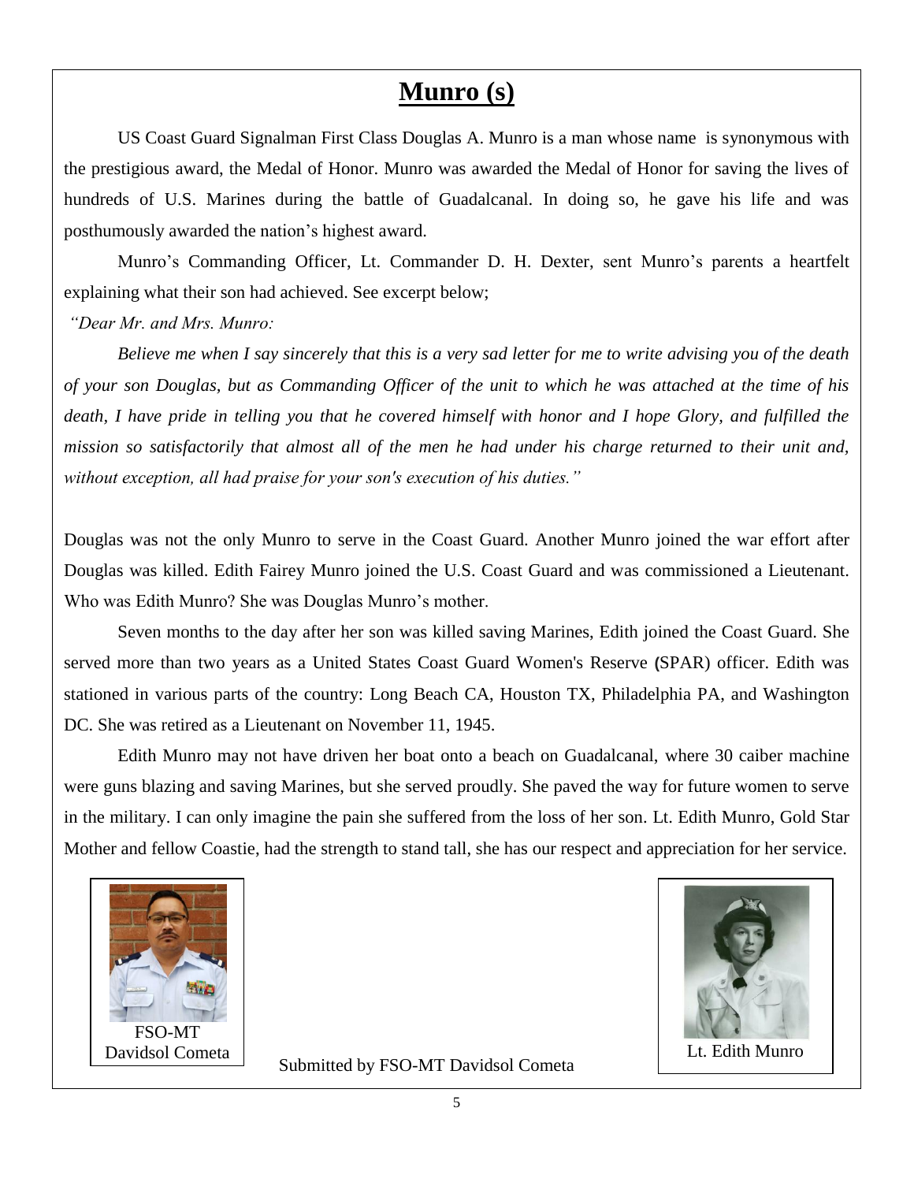# Munro (s)

US Coast Guard Signalman First Class Douglas A. Munro is a man whose name is synonymous with the prestigious award, the Medal of Honor. Munro was awarded the Medal of Honor for saving the lives of hundreds of U.S. Marines during the battle of Guadalcanal. In doing so, he gave his life and was posthumously awarded the nation's highest award.

Munro's Commanding Officer, Lt. Commander D. H. Dexter, sent Munro's parents a heartfelt explaining what their son had achieved. See excerpt below;

*"Dear Mr. and Mrs. Munro:*

*Believe me when I say sincerely that this is a very sad letter for me to write advising you of the death of your son Douglas, but as Commanding Officer of the unit to which he was attached at the time of his death, I have pride in telling you that he covered himself with honor and I hope Glory, and fulfilled the mission so satisfactorily that almost all of the men he had under his charge returned to their unit and, without exception, all had praise for your son's execution of his duties."*

Douglas was not the only Munro to serve in the Coast Guard. Another Munro joined the war effort after Douglas was killed. Edith Fairey Munro joined the U.S. Coast Guard and was commissioned a Lieutenant. Who was Edith Munro? She was Douglas Munro's mother.

Seven months to the day after her son was killed saving Marines, Edith joined the Coast Guard. She served more than two years as a United States Coast Guard Women's Reserve (SPAR) officer. Edith was stationed in various parts of the country: Long Beach CA, Houston TX, Philadelphia PA, and Washington DC. She was retired as a Lieutenant on November 11, 1945.

Edith Munro may not have driven her boat onto a beach on Guadalcanal, where 30 caiber machine were guns blazing and saving Marines, but she served proudly. She paved the way for future women to serve in the military. I can only imagine the pain she suffered from the loss of her son. Lt. Edith Munro, Gold Star Mother and fellow Coastie, had the strength to stand tall, she has our respect and appreciation for her service.

FSO-MT Davidsol Cometa

Submitted by FSO-MT Davidsol Cometa

Lt. Edith Munro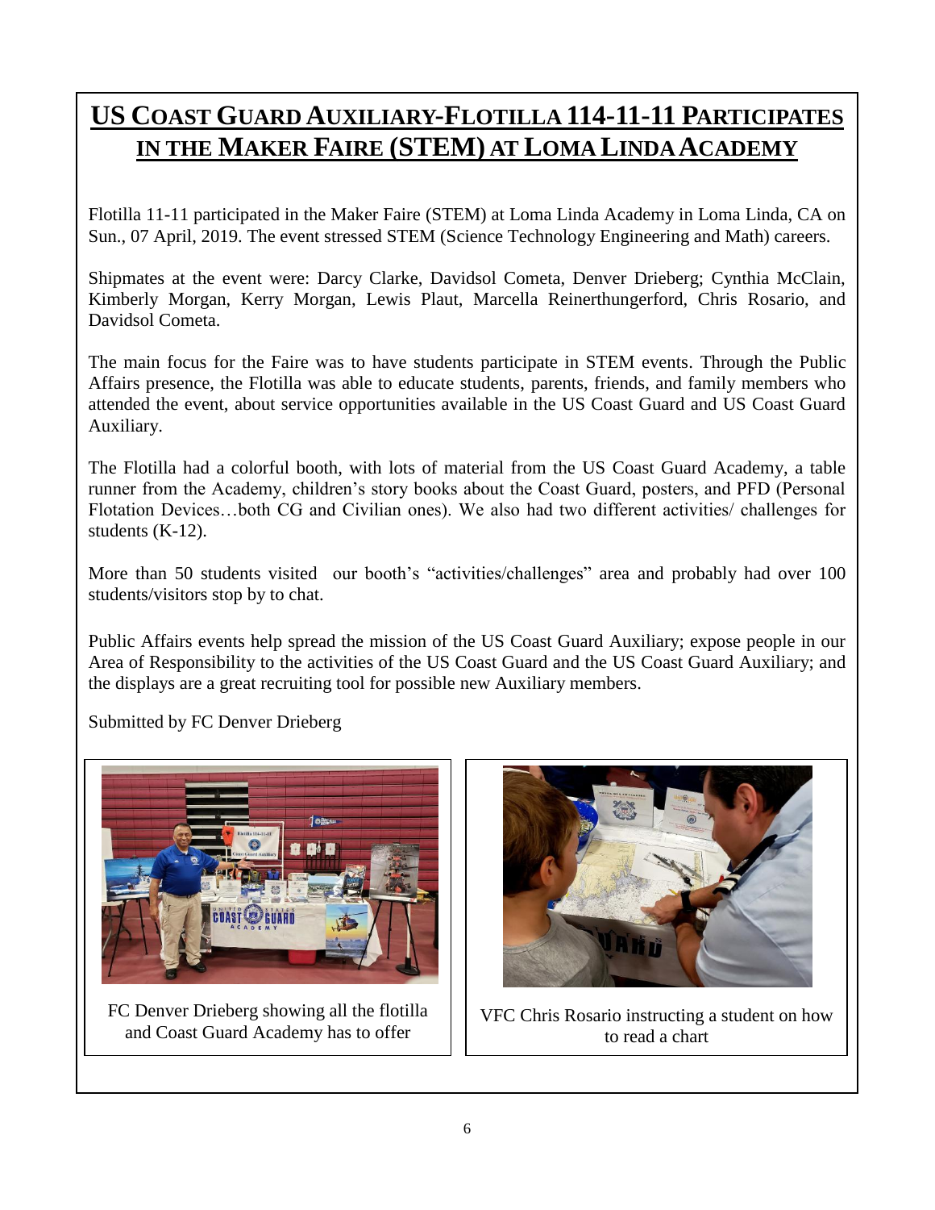# US COAST GUARD AUXILIARY-FLOTILLA 114-11-11 PARTICIPATES IN THE MAKER FAIRE (STEM) AT LOMA LINDA ACADEMY

Flotilla 11-11 participated in the Maker Faire (STEM) at Loma Linda Academy in Loma Linda, CA on Sun., 07 April, 2019. The event stressed STEM (Science Technology Engineering and Math) careers.

Shipmates at the event were: Darcy Clarke, Davidsol Cometa, Denver Drieberg; Cynthia McClain, Kimberly Morgan, Kerry Morgan, Lewis Plaut, Marcella Reinerthungerford, Chris Rosario, and Davidsol Cometa.

The main focus for the Faire was to have students participate in STEM events. Through the Public Affairs presence, the Flotilla was able to educate students, parents, friends, and family members who attended the event, about service opportunities available in the US Coast Guard and US Coast Guard Auxiliary.

The Flotilla had a colorful booth, with lots of material from the US Coast Guard Academy, a table runner from the Academy, children's story books about the Coast Guard, posters, and PFD (Personal Flotation Devices…both CG and Civilian ones). We also had two different activities/ challenges for students (K-12).

More than 50 students visited our booth's "activities/challenges" area and probably had over 100 students/visitors stop by to chat.

Public Affairs events help spread the mission of the US Coast Guard Auxiliary; expose people in our Area of Responsibility to the activities of the US Coast Guard and the US Coast Guard Auxiliary; and the displays are a great recruiting tool for possible new Auxiliary members.

Submitted by FC Denver Drieberg

FC Denver Drieberg showing all the flotilla and Coast Guard Academy has to offer

VFC Chris Rosario instructing a student on how to read a chart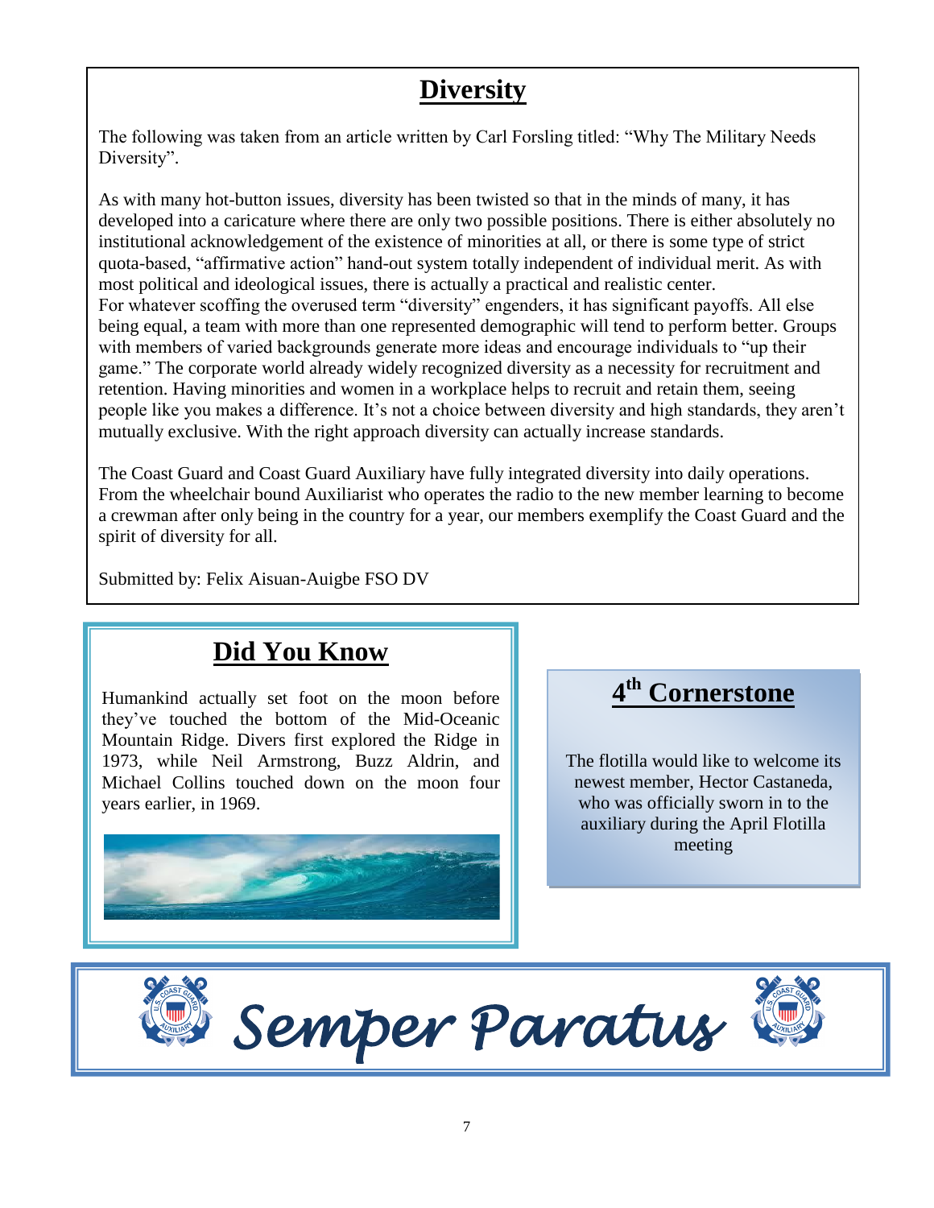## Diversity

The following was taken from an article written by Carl Forsling titled: "Why The Military Needs Diversity".

As with many hot-button issues, diversity has been twisted so that in the minds of many, it has developed into a caricature where there are only two possible positions. There is either absolutely no institutional acknowledgement of the existence of minorities at all, or there is some type of strict quota-based, "affirmative action" hand-out system totally independent of individual merit. As with most political and ideological issues, there is actually a practical and realistic center.
For whatever scoffing the overused term "diversity" engenders, it has significant payoffs. All else being equal, a team with more than one represented demographic will tend to perform better. Groups with members of varied backgrounds generate more ideas and encourage individuals to "up their game." The corporate world already widely recognized diversity as a necessity for recruitment and retention. Having minorities and women in a workplace helps to recruit and retain them, seeing people like you makes a difference. It's not a choice between diversity and high standards, they aren't mutually exclusive. With the right approach diversity can actually increase standards.

The Coast Guard and Coast Guard Auxiliary have fully integrated diversity into daily operations. From the wheelchair bound Auxiliarist who operates the radio to the new member learning to become a crewman after only being in the country for a year, our members exemplify the Coast Guard and the spirit of diversity for all.

Submitted by: Felix Aisuan-Auigbe FSO DV

## Did You Know

Humankind actually set foot on the moon before they've touched the bottom of the Mid-Oceanic Mountain Ridge. Divers first explored the Ridge in 1973, while Neil Armstrong, Buzz Aldrin, and Michael Collins touched down on the moon four years earlier, in 1969.

## 4th Cornerstone

The flotilla would like to welcome its newest member, Hector Castaneda, who was officially sworn in to the auxiliary during the April Flotilla meeting

*Semper Paratus*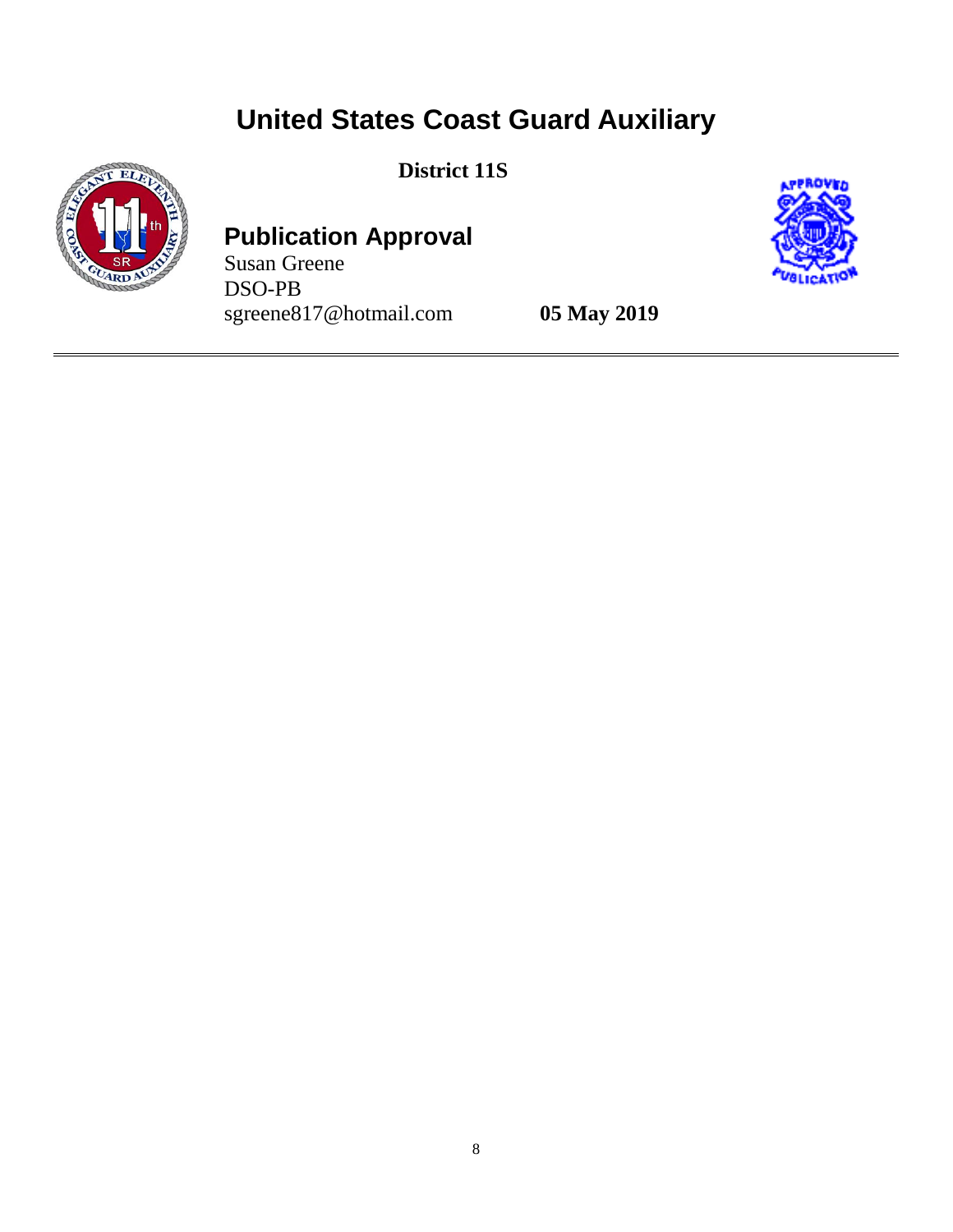# United States Coast Guard Auxiliary

**District 11S**

## Publication Approval

Susan Greene
DSO-PB
sgreene817@hotmail.com **05 May 2019**

---